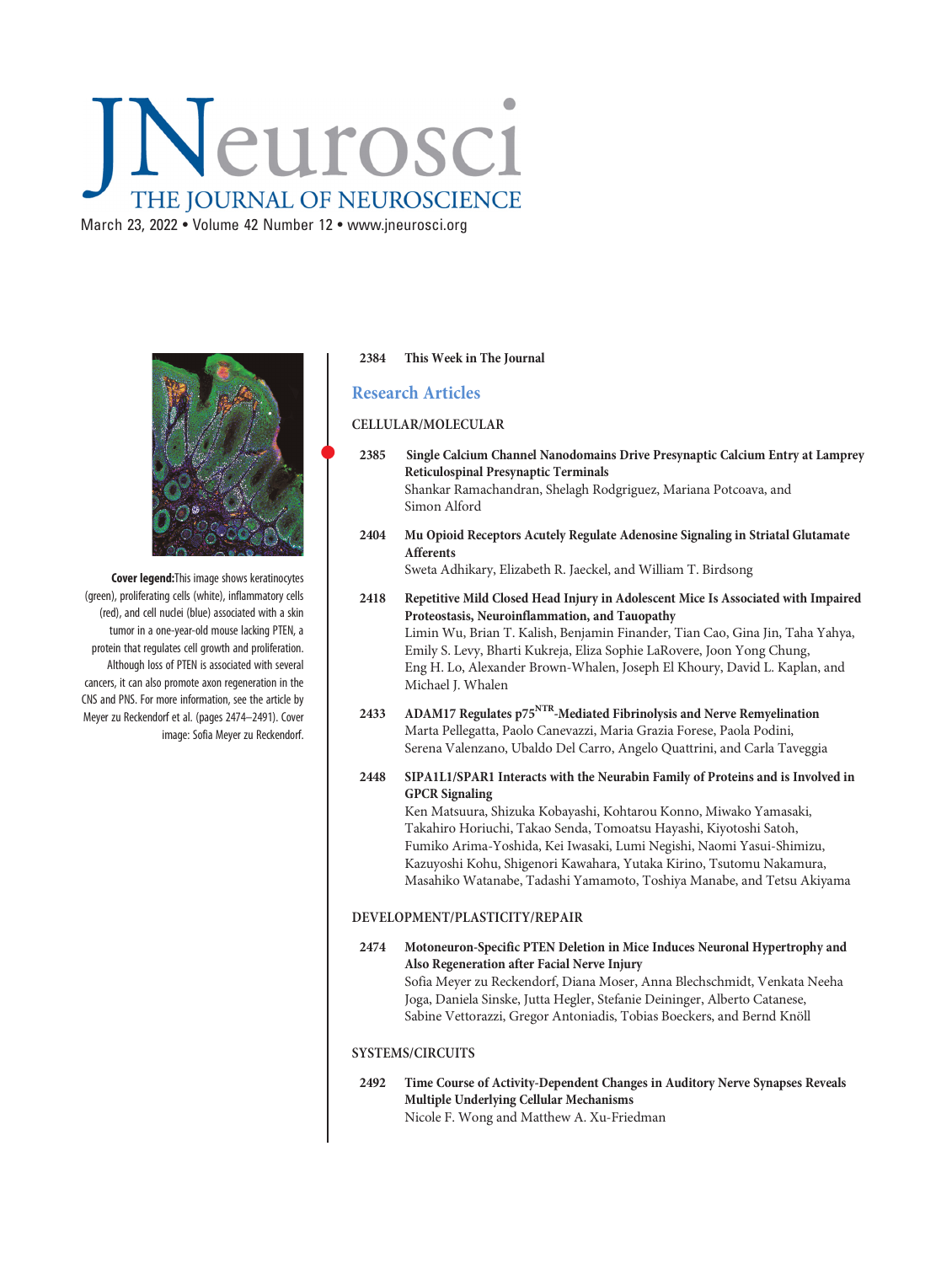# JNeurosci

## THE JOURNAL OF NEUROSCIENCE

March 23, 2022 • Volume 42 Number 12 • www.jneurosci.org

**Cover legend:** This image shows keratinocytes (green), proliferating cells (white), inflammatory cells (red), and cell nuclei (blue) associated with a skin tumor in a one-year-old mouse lacking PTEN, a protein that regulates cell growth and proliferation. Although loss of PTEN is associated with several cancers, it can also promote axon regeneration in the CNS and PNS. For more information, see the article by Meyer zu Reckendorf et al. (pages 2474–2491). Cover image: Sofia Meyer zu Reckendorf.

**2384 This Week in The Journal**

## Research Articles

### CELLULAR/MOLECULAR

**2385 Single Calcium Channel Nanodomains Drive Presynaptic Calcium Entry at Lamprey Reticulospinal Presynaptic Terminals**
Shankar Ramachandran, Shelagh Rodgriguez, Mariana Potcoava, and Simon Alford

**2404 Mu Opioid Receptors Acutely Regulate Adenosine Signaling in Striatal Glutamate Afferents**
Sweta Adhikary, Elizabeth R. Jaeckel, and William T. Birdsong

**2418 Repetitive Mild Closed Head Injury in Adolescent Mice Is Associated with Impaired Proteostasis, Neuroinflammation, and Tauopathy**
Limin Wu, Brian T. Kalish, Benjamin Finander, Tian Cao, Gina Jin, Taha Yahya, Emily S. Levy, Bharti Kukreja, Eliza Sophie LaRovere, Joon Yong Chung, Eng H. Lo, Alexander Brown-Whalen, Joseph El Khoury, David L. Kaplan, and Michael J. Whalen

**2433 ADAM17 Regulates $p75^{NTR}$-Mediated Fibrinolysis and Nerve Remyelination**
Marta Pellegatta, Paolo Canevazzi, Maria Grazia Forese, Paola Podini, Serena Valenzano, Ubaldo Del Carro, Angelo Quattrini, and Carla Taveggia

**2448 SIPA1L1/SPAR1 Interacts with the Neurabin Family of Proteins and is Involved in GPCR Signaling**
Ken Matsuura, Shizuka Kobayashi, Kohtarou Konno, Miwako Yamasaki, Takahiro Horiuchi, Takao Senda, Tomoatsu Hayashi, Kiyotoshi Satoh, Fumiko Arima-Yoshida, Kei Iwasaki, Lumi Negishi, Naomi Yasui-Shimizu, Kazuyoshi Kohu, Shigenori Kawahara, Yutaka Kirino, Tsutomu Nakamura, Masahiko Watanabe, Tadashi Yamamoto, Toshiya Manabe, and Tetsu Akiyama

### DEVELOPMENT/PLASTICITY/REPAIR

**2474 Motoneuron-Specific PTEN Deletion in Mice Induces Neuronal Hypertrophy and Also Regeneration after Facial Nerve Injury**
Sofia Meyer zu Reckendorf, Diana Moser, Anna Blechschmidt, Venkata Neeha Joga, Daniela Sinske, Jutta Hegler, Stefanie Deininger, Alberto Catanese, Sabine Vettorazzi, Gregor Antoniadis, Tobias Boeckers, and Bernd Knöll

### SYSTEMS/CIRCUITS

**2492 Time Course of Activity-Dependent Changes in Auditory Nerve Synapses Reveals Multiple Underlying Cellular Mechanisms**
Nicole F. Wong and Matthew A. Xu-Friedman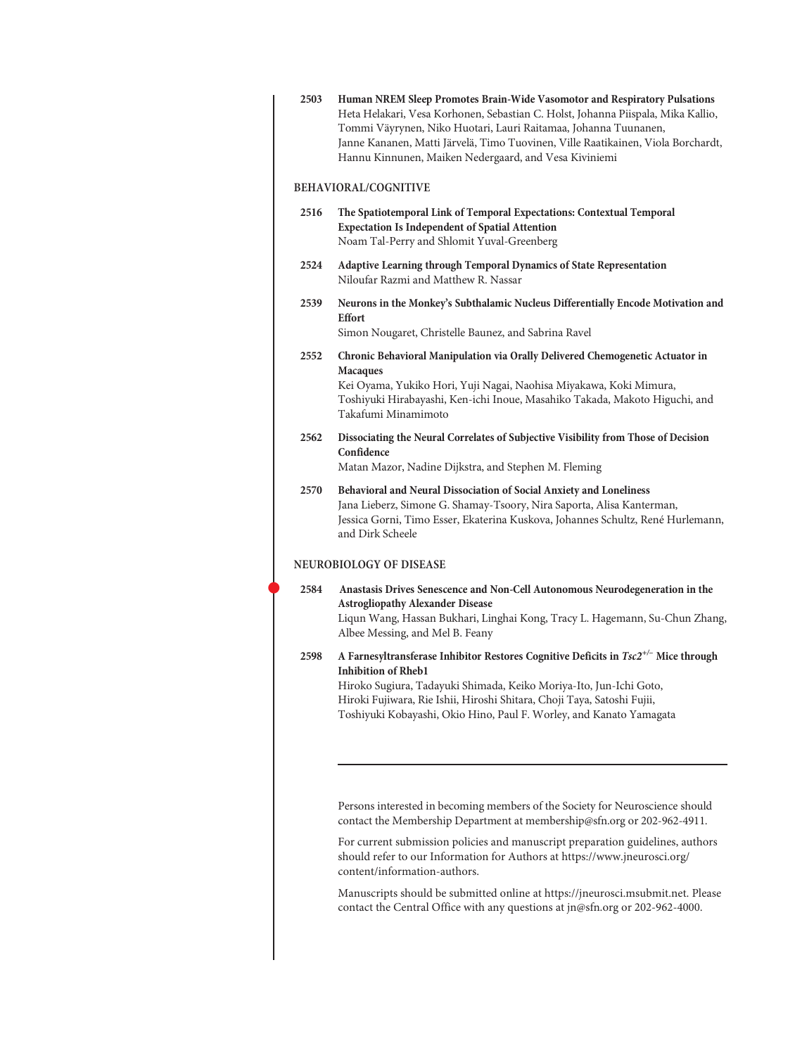**2503** **Human NREM Sleep Promotes Brain-Wide Vasomotor and Respiratory Pulsations**
Heta Helakari, Vesa Korhonen, Sebastian C. Holst, Johanna Piispala, Mika Kallio, Tommi Väyrynen, Niko Huotari, Lauri Raitamaa, Johanna Tuunanen, Janne Kananen, Matti Järvelä, Timo Tuovinen, Ville Raatikainen, Viola Borchardt, Hannu Kinnunen, Maiken Nedergaard, and Vesa Kiviniemi

## BEHAVIORAL/COGNITIVE

**2516** **The Spatiotemporal Link of Temporal Expectations: Contextual Temporal Expectation Is Independent of Spatial Attention**
Noam Tal-Perry and Shlomit Yuval-Greenberg

**2524** **Adaptive Learning through Temporal Dynamics of State Representation**
Niloufar Razmi and Matthew R. Nassar

**2539** **Neurons in the Monkey's Subthalamic Nucleus Differentially Encode Motivation and Effort**
Simon Nougaret, Christelle Baunez, and Sabrina Ravel

**2552** **Chronic Behavioral Manipulation via Orally Delivered Chemogenetic Actuator in Macaques**
Kei Oyama, Yukiko Hori, Yuji Nagai, Naohisa Miyakawa, Koki Mimura, Toshiyuki Hirabayashi, Ken-ichi Inoue, Masahiko Takada, Makoto Higuchi, and Takafumi Minamimoto

**2562** **Dissociating the Neural Correlates of Subjective Visibility from Those of Decision Confidence**
Matan Mazor, Nadine Dijkstra, and Stephen M. Fleming

**2570** **Behavioral and Neural Dissociation of Social Anxiety and Loneliness**
Jana Lieberz, Simone G. Shamay-Tsoory, Nira Saporta, Alisa Kanterman, Jessica Gorni, Timo Esser, Ekaterina Kuskova, Johannes Schultz, René Hurlemann, and Dirk Scheele

## NEUROBIOLOGY OF DISEASE

**2584** **Anastasis Drives Senescence and Non-Cell Autonomous Neurodegeneration in the Astrogliopathy Alexander Disease**
Liqun Wang, Hassan Bukhari, Linghai Kong, Tracy L. Hagemann, Su-Chun Zhang, Albee Messing, and Mel B. Feany

**2598** **A Farnesyltransferase Inhibitor Restores Cognitive Deficits in *Tsc2*$^{+/-}$ Mice through Inhibition of Rheb1**
Hiroko Sugiura, Tadayuki Shimada, Keiko Moriya-Ito, Jun-Ichi Goto, Hiroki Fujiwara, Rie Ishii, Hiroshi Shitara, Choji Taya, Satoshi Fujii, Toshiyuki Kobayashi, Okio Hino, Paul F. Worley, and Kanato Yamagata

---

Persons interested in becoming members of the Society for Neuroscience should contact the Membership Department at membership@sfn.org or 202-962-4911.

For current submission policies and manuscript preparation guidelines, authors should refer to our Information for Authors at https://www.jneurosci.org/content/information-authors.

Manuscripts should be submitted online at https://jneurosci.msubmit.net. Please contact the Central Office with any questions at jn@sfn.org or 202-962-4000.